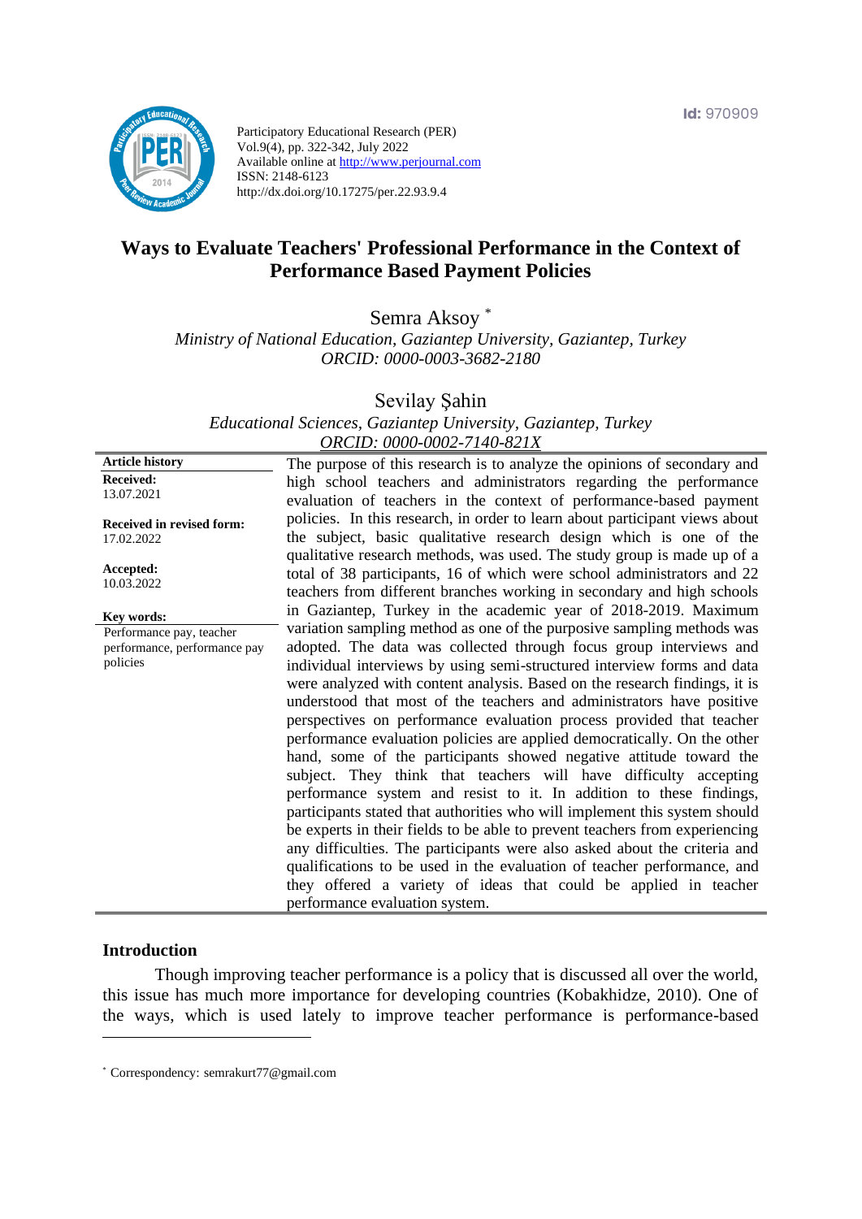Id: 970909

Participatory Educational Research (PER)
Vol.9(4), pp. 322-342, July 2022
Available online at http://www.perjournal.com
ISSN: 2148-6123
http://dx.doi.org/10.17275/per.22.93.9.4

# Ways to Evaluate Teachers' Professional Performance in the Context of Performance Based Payment Policies

Semra Aksoy [*]
*Ministry of National Education, Gaziantep University, Gaziantep, Turkey*
*ORCID: 0000-0003-3682-2180*

Sevilay Şahin
*Educational Sciences, Gaziantep University, Gaziantep, Turkey*
*ORCID: 0000-0002-7140-821X*

**Article history**
**Received:**
13.07.2021

**Received in revised form:**
17.02.2022

**Accepted:**
10.03.2022

**Key words:**
Performance pay, teacher performance, performance pay policies

The purpose of this research is to analyze the opinions of secondary and high school teachers and administrators regarding the performance evaluation of teachers in the context of performance-based payment policies. In this research, in order to learn about participant views about the subject, basic qualitative research design which is one of the qualitative research methods, was used. The study group is made up of a total of 38 participants, 16 of which were school administrators and 22 teachers from different branches working in secondary and high schools in Gaziantep, Turkey in the academic year of 2018-2019. Maximum variation sampling method as one of the purposive sampling methods was adopted. The data was collected through focus group interviews and individual interviews by using semi-structured interview forms and data were analyzed with content analysis. Based on the research findings, it is understood that most of the teachers and administrators have positive perspectives on performance evaluation process provided that teacher performance evaluation policies are applied democratically. On the other hand, some of the participants showed negative attitude toward the subject. They think that teachers will have difficulty accepting performance system and resist to it. In addition to these findings, participants stated that authorities who will implement this system should be experts in their fields to be able to prevent teachers from experiencing any difficulties. The participants were also asked about the criteria and qualifications to be used in the evaluation of teacher performance, and they offered a variety of ideas that could be applied in teacher performance evaluation system.

## Introduction

Though improving teacher performance is a policy that is discussed all over the world, this issue has much more importance for developing countries (Kobakhidze, 2010). One of the ways, which is used lately to improve teacher performance is performance-based

[*] Correspondency: semrakurt77@gmail.com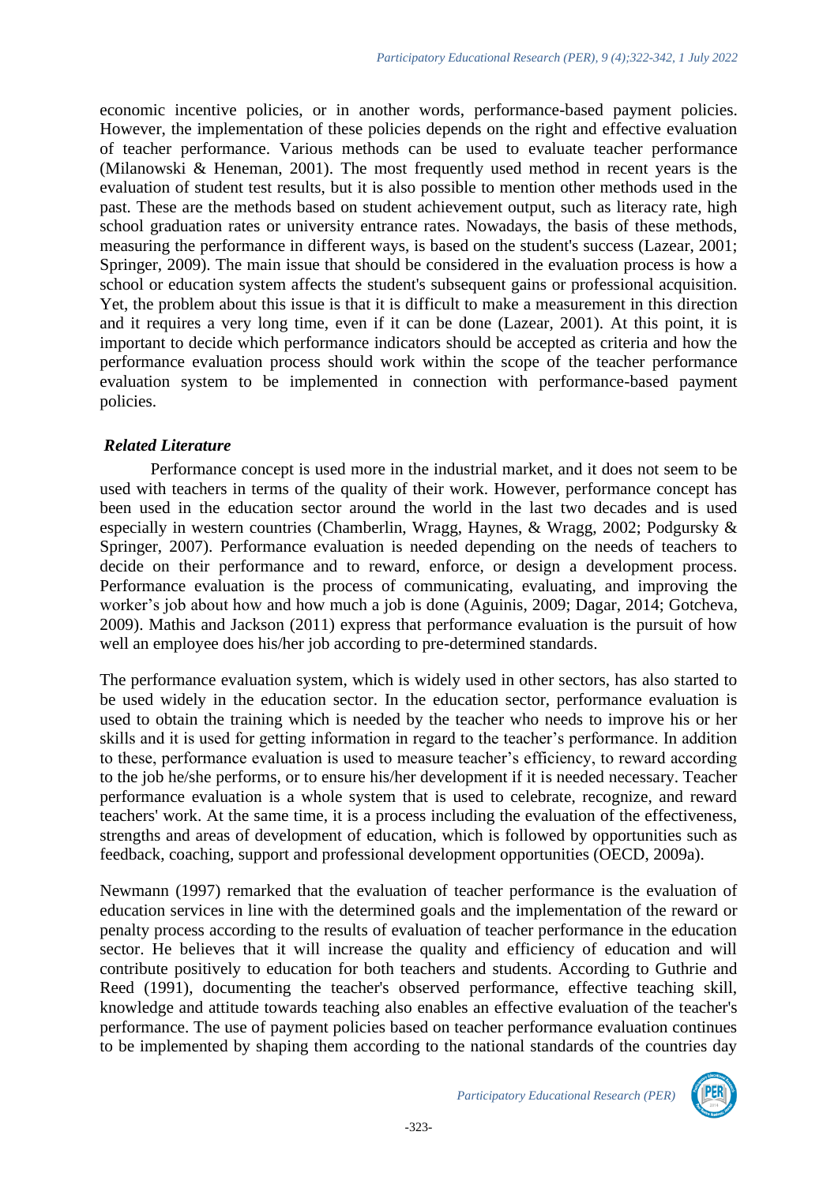economic incentive policies, or in another words, performance-based payment policies. However, the implementation of these policies depends on the right and effective evaluation of teacher performance. Various methods can be used to evaluate teacher performance (Milanowski & Heneman, 2001). The most frequently used method in recent years is the evaluation of student test results, but it is also possible to mention other methods used in the past. These are the methods based on student achievement output, such as literacy rate, high school graduation rates or university entrance rates. Nowadays, the basis of these methods, measuring the performance in different ways, is based on the student's success (Lazear, 2001; Springer, 2009). The main issue that should be considered in the evaluation process is how a school or education system affects the student's subsequent gains or professional acquisition. Yet, the problem about this issue is that it is difficult to make a measurement in this direction and it requires a very long time, even if it can be done (Lazear, 2001). At this point, it is important to decide which performance indicators should be accepted as criteria and how the performance evaluation process should work within the scope of the teacher performance evaluation system to be implemented in connection with performance-based payment policies.

### *Related Literature*

Performance concept is used more in the industrial market, and it does not seem to be used with teachers in terms of the quality of their work. However, performance concept has been used in the education sector around the world in the last two decades and is used especially in western countries (Chamberlin, Wragg, Haynes, & Wragg, 2002; Podgursky & Springer, 2007). Performance evaluation is needed depending on the needs of teachers to decide on their performance and to reward, enforce, or design a development process. Performance evaluation is the process of communicating, evaluating, and improving the worker's job about how and how much a job is done (Aguinis, 2009; Dagar, 2014; Gotcheva, 2009). Mathis and Jackson (2011) express that performance evaluation is the pursuit of how well an employee does his/her job according to pre-determined standards.

The performance evaluation system, which is widely used in other sectors, has also started to be used widely in the education sector. In the education sector, performance evaluation is used to obtain the training which is needed by the teacher who needs to improve his or her skills and it is used for getting information in regard to the teacher's performance. In addition to these, performance evaluation is used to measure teacher's efficiency, to reward according to the job he/she performs, or to ensure his/her development if it is needed necessary. Teacher performance evaluation is a whole system that is used to celebrate, recognize, and reward teachers' work. At the same time, it is a process including the evaluation of the effectiveness, strengths and areas of development of education, which is followed by opportunities such as feedback, coaching, support and professional development opportunities (OECD, 2009a).

Newmann (1997) remarked that the evaluation of teacher performance is the evaluation of education services in line with the determined goals and the implementation of the reward or penalty process according to the results of evaluation of teacher performance in the education sector. He believes that it will increase the quality and efficiency of education and will contribute positively to education for both teachers and students. According to Guthrie and Reed (1991), documenting the teacher's observed performance, effective teaching skill, knowledge and attitude towards teaching also enables an effective evaluation of the teacher's performance. The use of payment policies based on teacher performance evaluation continues to be implemented by shaping them according to the national standards of the countries day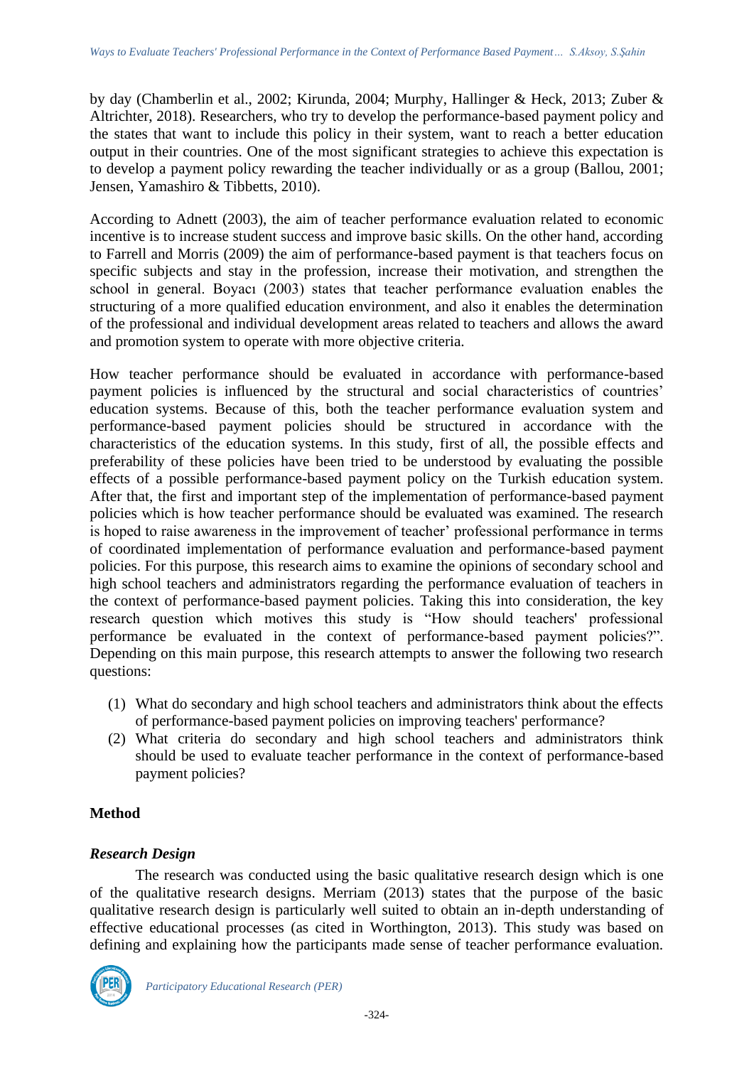by day (Chamberlin et al., 2002; Kirunda, 2004; Murphy, Hallinger & Heck, 2013; Zuber & Altrichter, 2018). Researchers, who try to develop the performance-based payment policy and the states that want to include this policy in their system, want to reach a better education output in their countries. One of the most significant strategies to achieve this expectation is to develop a payment policy rewarding the teacher individually or as a group (Ballou, 2001; Jensen, Yamashiro & Tibbetts, 2010).

According to Adnett (2003), the aim of teacher performance evaluation related to economic incentive is to increase student success and improve basic skills. On the other hand, according to Farrell and Morris (2009) the aim of performance-based payment is that teachers focus on specific subjects and stay in the profession, increase their motivation, and strengthen the school in general. Boyacı (2003) states that teacher performance evaluation enables the structuring of a more qualified education environment, and also it enables the determination of the professional and individual development areas related to teachers and allows the award and promotion system to operate with more objective criteria.

How teacher performance should be evaluated in accordance with performance-based payment policies is influenced by the structural and social characteristics of countries' education systems. Because of this, both the teacher performance evaluation system and performance-based payment policies should be structured in accordance with the characteristics of the education systems. In this study, first of all, the possible effects and preferability of these policies have been tried to be understood by evaluating the possible effects of a possible performance-based payment policy on the Turkish education system. After that, the first and important step of the implementation of performance-based payment policies which is how teacher performance should be evaluated was examined. The research is hoped to raise awareness in the improvement of teacher' professional performance in terms of coordinated implementation of performance evaluation and performance-based payment policies. For this purpose, this research aims to examine the opinions of secondary school and high school teachers and administrators regarding the performance evaluation of teachers in the context of performance-based payment policies. Taking this into consideration, the key research question which motives this study is "How should teachers' professional performance be evaluated in the context of performance-based payment policies?". Depending on this main purpose, this research attempts to answer the following two research questions:

(1) What do secondary and high school teachers and administrators think about the effects of performance-based payment policies on improving teachers' performance?
(2) What criteria do secondary and high school teachers and administrators think should be used to evaluate teacher performance in the context of performance-based payment policies?

## Method

### *Research Design*

The research was conducted using the basic qualitative research design which is one of the qualitative research designs. Merriam (2013) states that the purpose of the basic qualitative research design is particularly well suited to obtain an in-depth understanding of effective educational processes (as cited in Worthington, 2013). This study was based on defining and explaining how the participants made sense of teacher performance evaluation.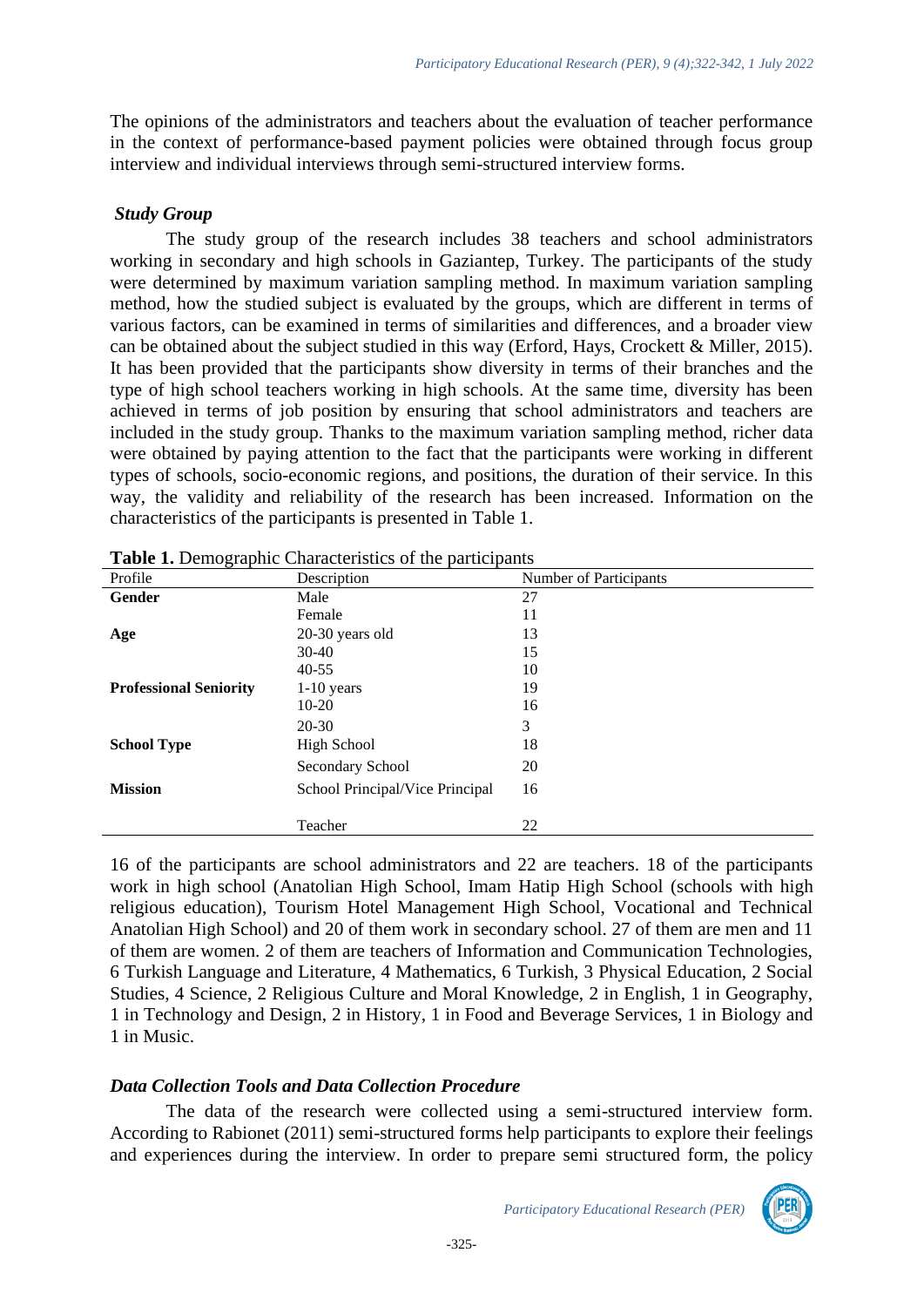The opinions of the administrators and teachers about the evaluation of teacher performance in the context of performance-based payment policies were obtained through focus group interview and individual interviews through semi-structured interview forms.

### *Study Group*

The study group of the research includes 38 teachers and school administrators working in secondary and high schools in Gaziantep, Turkey. The participants of the study were determined by maximum variation sampling method. In maximum variation sampling method, how the studied subject is evaluated by the groups, which are different in terms of various factors, can be examined in terms of similarities and differences, and a broader view can be obtained about the subject studied in this way (Erford, Hays, Crockett & Miller, 2015). It has been provided that the participants show diversity in terms of their branches and the type of high school teachers working in high schools. At the same time, diversity has been achieved in terms of job position by ensuring that school administrators and teachers are included in the study group. Thanks to the maximum variation sampling method, richer data were obtained by paying attention to the fact that the participants were working in different types of schools, socio-economic regions, and positions, the duration of their service. In this way, the validity and reliability of the research has been increased. Information on the characteristics of the participants is presented in Table 1.

**Table 1.** Demographic Characteristics of the participants

| Profile | Description | Number of Participants |
|---|---|---|
| **Gender** | Male | 27 |
| | Female | 11 |
| **Age** | 20-30 years old | 13 |
| | 30-40 | 15 |
| | 40-55 | 10 |
| **Professional Seniority** | 1-10 years | 19 |
| | 10-20 | 16 |
| | 20-30 | 3 |
| **School Type** | High School | 18 |
| | Secondary School | 20 |
| **Mission** | School Principal/Vice Principal | 16 |
| | Teacher | 22 |

16 of the participants are school administrators and 22 are teachers. 18 of the participants work in high school (Anatolian High School, Imam Hatip High School (schools with high religious education), Tourism Hotel Management High School, Vocational and Technical Anatolian High School) and 20 of them work in secondary school. 27 of them are men and 11 of them are women. 2 of them are teachers of Information and Communication Technologies, 6 Turkish Language and Literature, 4 Mathematics, 6 Turkish, 3 Physical Education, 2 Social Studies, 4 Science, 2 Religious Culture and Moral Knowledge, 2 in English, 1 in Geography, 1 in Technology and Design, 2 in History, 1 in Food and Beverage Services, 1 in Biology and 1 in Music.

### *Data Collection Tools and Data Collection Procedure*

The data of the research were collected using a semi-structured interview form. According to Rabionet (2011) semi-structured forms help participants to explore their feelings and experiences during the interview. In order to prepare semi structured form, the policy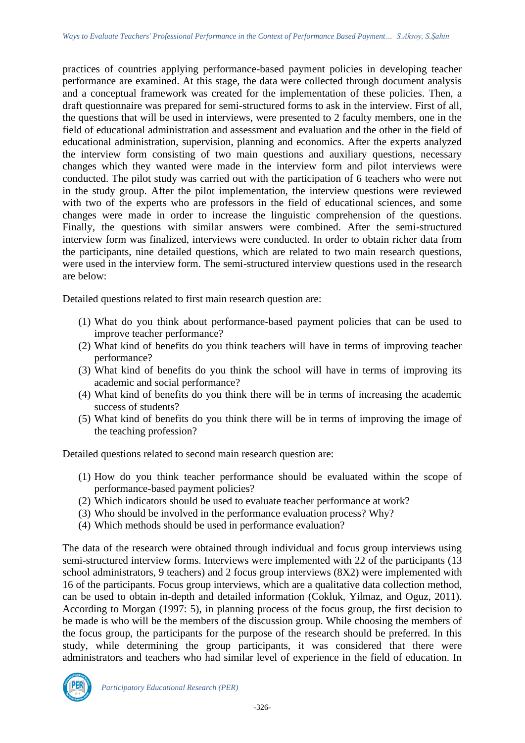practices of countries applying performance-based payment policies in developing teacher performance are examined. At this stage, the data were collected through document analysis and a conceptual framework was created for the implementation of these policies. Then, a draft questionnaire was prepared for semi-structured forms to ask in the interview. First of all, the questions that will be used in interviews, were presented to 2 faculty members, one in the field of educational administration and assessment and evaluation and the other in the field of educational administration, supervision, planning and economics. After the experts analyzed the interview form consisting of two main questions and auxiliary questions, necessary changes which they wanted were made in the interview form and pilot interviews were conducted. The pilot study was carried out with the participation of 6 teachers who were not in the study group. After the pilot implementation, the interview questions were reviewed with two of the experts who are professors in the field of educational sciences, and some changes were made in order to increase the linguistic comprehension of the questions. Finally, the questions with similar answers were combined. After the semi-structured interview form was finalized, interviews were conducted. In order to obtain richer data from the participants, nine detailed questions, which are related to two main research questions, were used in the interview form. The semi-structured interview questions used in the research are below:

Detailed questions related to first main research question are:

(1) What do you think about performance-based payment policies that can be used to improve teacher performance?
(2) What kind of benefits do you think teachers will have in terms of improving teacher performance?
(3) What kind of benefits do you think the school will have in terms of improving its academic and social performance?
(4) What kind of benefits do you think there will be in terms of increasing the academic success of students?
(5) What kind of benefits do you think there will be in terms of improving the image of the teaching profession?

Detailed questions related to second main research question are:

(1) How do you think teacher performance should be evaluated within the scope of performance-based payment policies?
(2) Which indicators should be used to evaluate teacher performance at work?
(3) Who should be involved in the performance evaluation process? Why?
(4) Which methods should be used in performance evaluation?

The data of the research were obtained through individual and focus group interviews using semi-structured interview forms. Interviews were implemented with 22 of the participants (13 school administrators, 9 teachers) and 2 focus group interviews (8X2) were implemented with 16 of the participants. Focus group interviews, which are a qualitative data collection method, can be used to obtain in-depth and detailed information (Cokluk, Yilmaz, and Oguz, 2011). According to Morgan (1997: 5), in planning process of the focus group, the first decision to be made is who will be the members of the discussion group. While choosing the members of the focus group, the participants for the purpose of the research should be preferred. In this study, while determining the group participants, it was considered that there were administrators and teachers who had similar level of experience in the field of education. In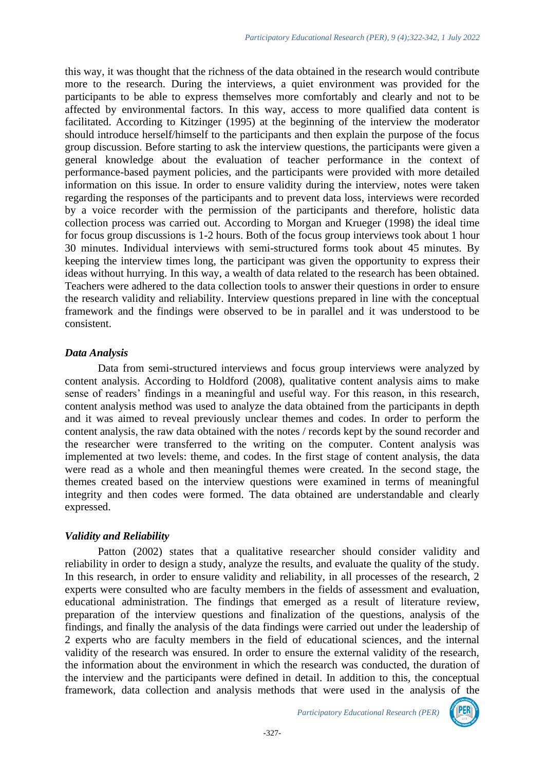this way, it was thought that the richness of the data obtained in the research would contribute more to the research. During the interviews, a quiet environment was provided for the participants to be able to express themselves more comfortably and clearly and not to be affected by environmental factors. In this way, access to more qualified data content is facilitated. According to Kitzinger (1995) at the beginning of the interview the moderator should introduce herself/himself to the participants and then explain the purpose of the focus group discussion. Before starting to ask the interview questions, the participants were given a general knowledge about the evaluation of teacher performance in the context of performance-based payment policies, and the participants were provided with more detailed information on this issue. In order to ensure validity during the interview, notes were taken regarding the responses of the participants and to prevent data loss, interviews were recorded by a voice recorder with the permission of the participants and therefore, holistic data collection process was carried out. According to Morgan and Krueger (1998) the ideal time for focus group discussions is 1-2 hours. Both of the focus group interviews took about 1 hour 30 minutes. Individual interviews with semi-structured forms took about 45 minutes. By keeping the interview times long, the participant was given the opportunity to express their ideas without hurrying. In this way, a wealth of data related to the research has been obtained. Teachers were adhered to the data collection tools to answer their questions in order to ensure the research validity and reliability. Interview questions prepared in line with the conceptual framework and the findings were observed to be in parallel and it was understood to be consistent.

### *Data Analysis*

Data from semi-structured interviews and focus group interviews were analyzed by content analysis. According to Holdford (2008), qualitative content analysis aims to make sense of readers' findings in a meaningful and useful way. For this reason, in this research, content analysis method was used to analyze the data obtained from the participants in depth and it was aimed to reveal previously unclear themes and codes. In order to perform the content analysis, the raw data obtained with the notes / records kept by the sound recorder and the researcher were transferred to the writing on the computer. Content analysis was implemented at two levels: theme, and codes. In the first stage of content analysis, the data were read as a whole and then meaningful themes were created. In the second stage, the themes created based on the interview questions were examined in terms of meaningful integrity and then codes were formed. The data obtained are understandable and clearly expressed.

### *Validity and Reliability*

Patton (2002) states that a qualitative researcher should consider validity and reliability in order to design a study, analyze the results, and evaluate the quality of the study. In this research, in order to ensure validity and reliability, in all processes of the research, 2 experts were consulted who are faculty members in the fields of assessment and evaluation, educational administration. The findings that emerged as a result of literature review, preparation of the interview questions and finalization of the questions, analysis of the findings, and finally the analysis of the data findings were carried out under the leadership of 2 experts who are faculty members in the field of educational sciences, and the internal validity of the research was ensured. In order to ensure the external validity of the research, the information about the environment in which the research was conducted, the duration of the interview and the participants were defined in detail. In addition to this, the conceptual framework, data collection and analysis methods that were used in the analysis of the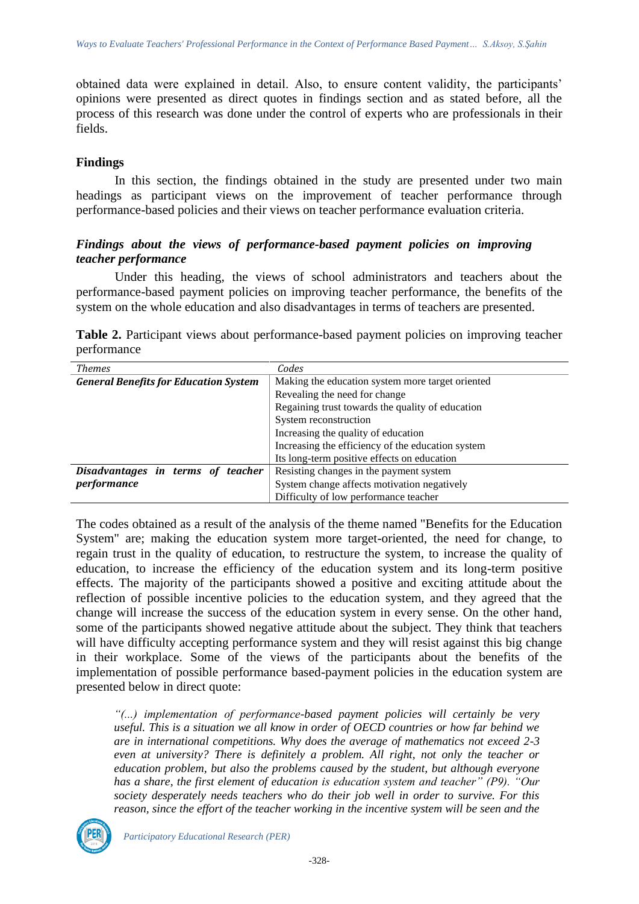obtained data were explained in detail. Also, to ensure content validity, the participants' opinions were presented as direct quotes in findings section and as stated before, all the process of this research was done under the control of experts who are professionals in their fields.

## Findings

In this section, the findings obtained in the study are presented under two main headings as participant views on the improvement of teacher performance through performance-based policies and their views on teacher performance evaluation criteria.

### *Findings about the views of performance-based payment policies on improving teacher performance*

Under this heading, the views of school administrators and teachers about the performance-based payment policies on improving teacher performance, the benefits of the system on the whole education and also disadvantages in terms of teachers are presented.

**Table 2.** Participant views about performance-based payment policies on improving teacher performance

| *Themes* | *Codes* |
|---|---|
| ***General Benefits for Education System*** | Making the education system more target oriented |
| | Revealing the need for change |
| | Regaining trust towards the quality of education |
| | System reconstruction |
| | Increasing the quality of education |
| | Increasing the efficiency of the education system |
| | Its long-term positive effects on education |
| ***Disadvantages in terms of teacher performance*** | Resisting changes in the payment system |
| | System change affects motivation negatively |
| | Difficulty of low performance teacher |

The codes obtained as a result of the analysis of the theme named "Benefits for the Education System" are; making the education system more target-oriented, the need for change, to regain trust in the quality of education, to restructure the system, to increase the quality of education, to increase the efficiency of the education system and its long-term positive effects. The majority of the participants showed a positive and exciting attitude about the reflection of possible incentive policies to the education system, and they agreed that the change will increase the success of the education system in every sense. On the other hand, some of the participants showed negative attitude about the subject. They think that teachers will have difficulty accepting performance system and they will resist against this big change in their workplace. Some of the views of the participants about the benefits of the implementation of possible performance based-payment policies in the education system are presented below in direct quote:

> *"(...) implementation of performance-based payment policies will certainly be very useful. This is a situation we all know in order of OECD countries or how far behind we are in international competitions. Why does the average of mathematics not exceed 2-3 even at university? There is definitely a problem. All right, not only the teacher or education problem, but also the problems caused by the student, but although everyone has a share, the first element of education is education system and teacher" (P9). "Our society desperately needs teachers who do their job well in order to survive. For this reason, since the effort of the teacher working in the incentive system will be seen and the*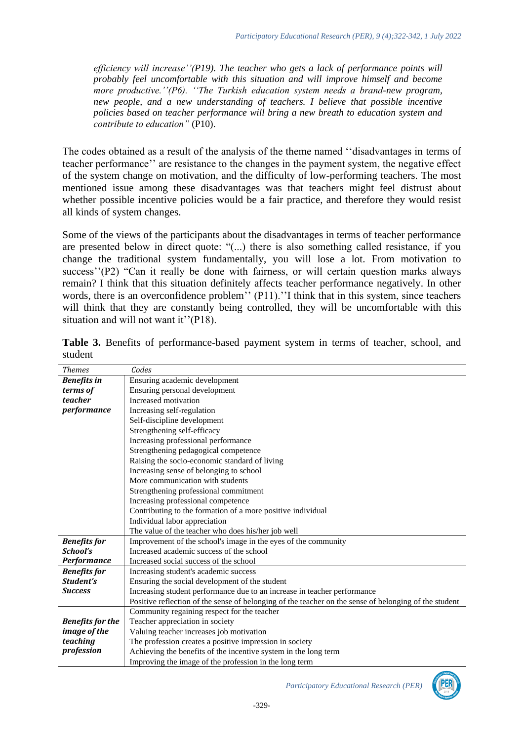*efficiency will increase''(P19). The teacher who gets a lack of performance points will probably feel uncomfortable with this situation and will improve himself and become more productive.''(P6). ''The Turkish education system needs a brand-new program, new people, and a new understanding of teachers. I believe that possible incentive policies based on teacher performance will bring a new breath to education system and contribute to education''* (P10).

The codes obtained as a result of the analysis of the theme named ''disadvantages in terms of teacher performance'' are resistance to the changes in the payment system, the negative effect of the system change on motivation, and the difficulty of low-performing teachers. The most mentioned issue among these disadvantages was that teachers might feel distrust about whether possible incentive policies would be a fair practice, and therefore they would resist all kinds of system changes.

Some of the views of the participants about the disadvantages in terms of teacher performance are presented below in direct quote: "(...) there is also something called resistance, if you change the traditional system fundamentally, you will lose a lot. From motivation to success''(P2) "Can it really be done with fairness, or will certain question marks always remain? I think that this situation definitely affects teacher performance negatively. In other words, there is an overconfidence problem'' (P11).''I think that in this system, since teachers will think that they are constantly being controlled, they will be uncomfortable with this situation and will not want it''(P18).

**Table 3.** Benefits of performance-based payment system in terms of teacher, school, and student

| *Themes* | *Codes* |
|---|---|
| ***Benefits in terms of teacher performance*** | Ensuring academic development |
| | Ensuring personal development |
| | Increased motivation |
| | Increasing self-regulation |
| | Self-discipline development |
| | Strengthening self-efficacy |
| | Increasing professional performance |
| | Strengthening pedagogical competence |
| | Raising the socio-economic standard of living |
| | Increasing sense of belonging to school |
| | More communication with students |
| | Strengthening professional commitment |
| | Increasing professional competence |
| | Contributing to the formation of a more positive individual |
| | Individual labor appreciation |
| | The value of the teacher who does his/her job well |
| ***Benefits for School's Performance*** | Improvement of the school's image in the eyes of the community |
| | Increased academic success of the school |
| | Increased social success of the school |
| ***Benefits for Student's Success*** | Increasing student's academic success |
| | Ensuring the social development of the student |
| | Increasing student performance due to an increase in teacher performance |
| | Positive reflection of the sense of belonging of the teacher on the sense of belonging of the student |
| ***Benefits for the image of the teaching profession*** | Community regaining respect for the teacher |
| | Teacher appreciation in society |
| | Valuing teacher increases job motivation |
| | The profession creates a positive impression in society |
| | Achieving the benefits of the incentive system in the long term |
| | Improving the image of the profession in the long term |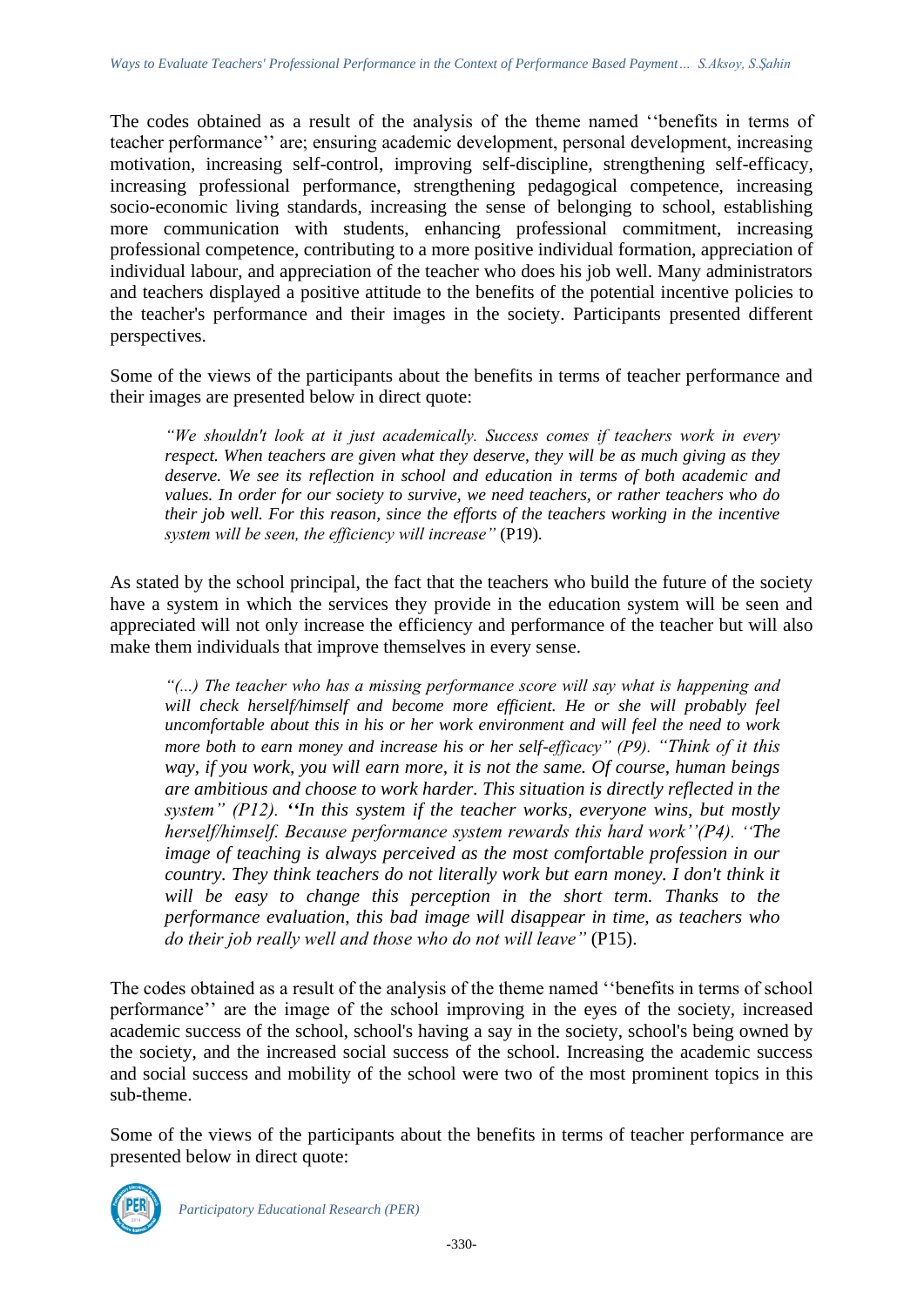The codes obtained as a result of the analysis of the theme named ''benefits in terms of teacher performance'' are; ensuring academic development, personal development, increasing motivation, increasing self-control, improving self-discipline, strengthening self-efficacy, increasing professional performance, strengthening pedagogical competence, increasing socio-economic living standards, increasing the sense of belonging to school, establishing more communication with students, enhancing professional commitment, increasing professional competence, contributing to a more positive individual formation, appreciation of individual labour, and appreciation of the teacher who does his job well. Many administrators and teachers displayed a positive attitude to the benefits of the potential incentive policies to the teacher's performance and their images in the society. Participants presented different perspectives.

Some of the views of the participants about the benefits in terms of teacher performance and their images are presented below in direct quote:

> *"We shouldn't look at it just academically. Success comes if teachers work in every respect. When teachers are given what they deserve, they will be as much giving as they deserve. We see its reflection in school and education in terms of both academic and values. In order for our society to survive, we need teachers, or rather teachers who do their job well. For this reason, since the efforts of the teachers working in the incentive system will be seen, the efficiency will increase"* (P19).

As stated by the school principal, the fact that the teachers who build the future of the society have a system in which the services they provide in the education system will be seen and appreciated will not only increase the efficiency and performance of the teacher but will also make them individuals that improve themselves in every sense.

> *"(...) The teacher who has a missing performance score will say what is happening and will check herself/himself and become more efficient. He or she will probably feel uncomfortable about this in his or her work environment and will feel the need to work more both to earn money and increase his or her self-efficacy" (P9). "Think of it this way, if you work, you will earn more, it is not the same. Of course, human beings are ambitious and choose to work harder. This situation is directly reflected in the system" (P12). ''In this system if the teacher works, everyone wins, but mostly herself/himself. Because performance system rewards this hard work''(P4). ''The image of teaching is always perceived as the most comfortable profession in our country. They think teachers do not literally work but earn money. I don't think it will be easy to change this perception in the short term. Thanks to the performance evaluation, this bad image will disappear in time, as teachers who do their job really well and those who do not will leave"* (P15).

The codes obtained as a result of the analysis of the theme named ''benefits in terms of school performance'' are the image of the school improving in the eyes of the society, increased academic success of the school, school's having a say in the society, school's being owned by the society, and the increased social success of the school. Increasing the academic success and social success and mobility of the school were two of the most prominent topics in this sub-theme.

Some of the views of the participants about the benefits in terms of teacher performance are presented below in direct quote: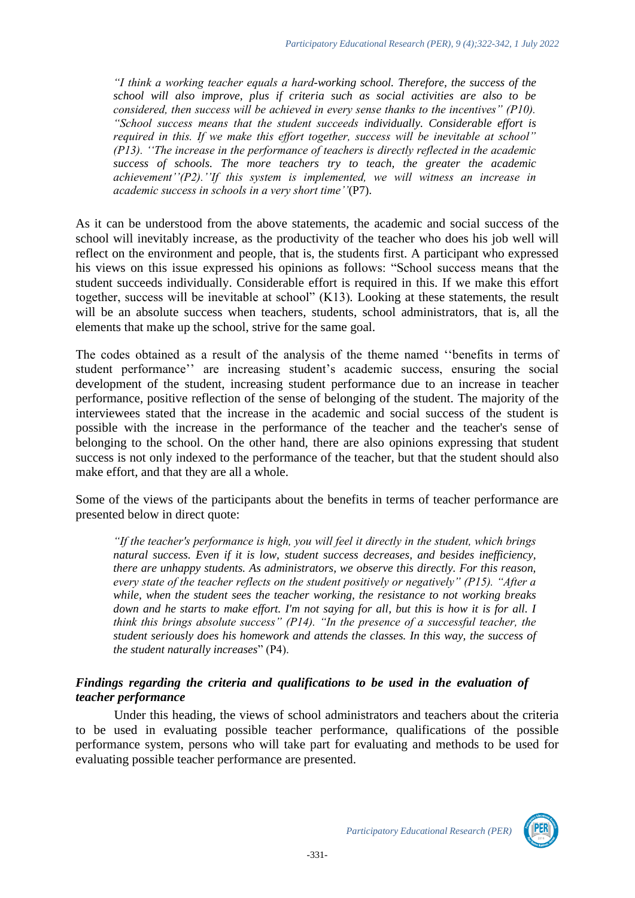*"I think a working teacher equals a hard-working school. Therefore, the success of the school will also improve, plus if criteria such as social activities are also to be considered, then success will be achieved in every sense thanks to the incentives" (P10). "School success means that the student succeeds individually. Considerable effort is required in this. If we make this effort together, success will be inevitable at school" (P13). ''The increase in the performance of teachers is directly reflected in the academic success of schools. The more teachers try to teach, the greater the academic achievement''(P2).''If this system is implemented, we will witness an increase in academic success in schools in a very short time''*(P7).

As it can be understood from the above statements, the academic and social success of the school will inevitably increase, as the productivity of the teacher who does his job well will reflect on the environment and people, that is, the students first. A participant who expressed his views on this issue expressed his opinions as follows: "School success means that the student succeeds individually. Considerable effort is required in this. If we make this effort together, success will be inevitable at school" (K13). Looking at these statements, the result will be an absolute success when teachers, students, school administrators, that is, all the elements that make up the school, strive for the same goal.

The codes obtained as a result of the analysis of the theme named ''benefits in terms of student performance'' are increasing student's academic success, ensuring the social development of the student, increasing student performance due to an increase in teacher performance, positive reflection of the sense of belonging of the student. The majority of the interviewees stated that the increase in the academic and social success of the student is possible with the increase in the performance of the teacher and the teacher's sense of belonging to the school. On the other hand, there are also opinions expressing that student success is not only indexed to the performance of the teacher, but that the student should also make effort, and that they are all a whole.

Some of the views of the participants about the benefits in terms of teacher performance are presented below in direct quote:

*"If the teacher's performance is high, you will feel it directly in the student, which brings natural success. Even if it is low, student success decreases, and besides inefficiency, there are unhappy students. As administrators, we observe this directly. For this reason, every state of the teacher reflects on the student positively or negatively" (P15). "After a while, when the student sees the teacher working, the resistance to not working breaks down and he starts to make effort. I'm not saying for all, but this is how it is for all. I think this brings absolute success" (P14). "In the presence of a successful teacher, the student seriously does his homework and attends the classes. In this way, the success of the student naturally increases*" (P4).

### *Findings regarding the criteria and qualifications to be used in the evaluation of teacher performance*

Under this heading, the views of school administrators and teachers about the criteria to be used in evaluating possible teacher performance, qualifications of the possible performance system, persons who will take part for evaluating and methods to be used for evaluating possible teacher performance are presented.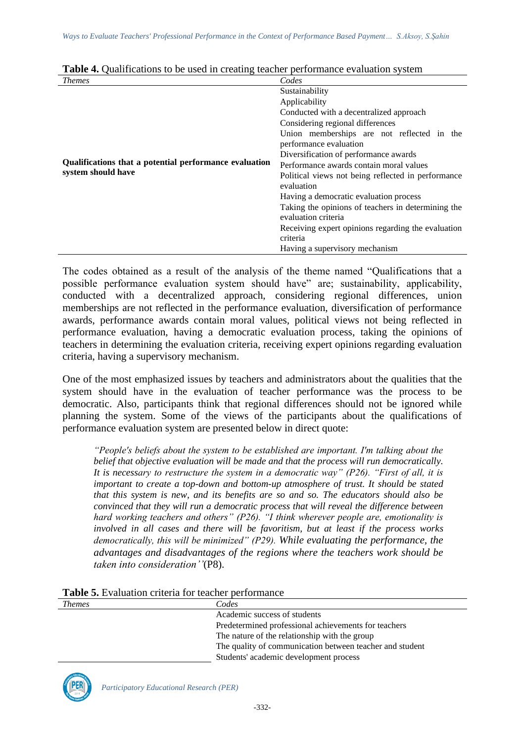**Table 4.** Qualifications to be used in creating teacher performance evaluation system

| *Themes* | *Codes* |
|---|---|
| **Qualifications that a potential performance evaluation system should have** | Sustainability<br>Applicability<br>Conducted with a decentralized approach<br>Considering regional differences<br>Union memberships are not reflected in the performance evaluation<br>Diversification of performance awards<br>Performance awards contain moral values<br>Political views not being reflected in performance evaluation<br>Having a democratic evaluation process<br>Taking the opinions of teachers in determining the evaluation criteria<br>Receiving expert opinions regarding the evaluation criteria<br>Having a supervisory mechanism |

The codes obtained as a result of the analysis of the theme named "Qualifications that a possible performance evaluation system should have" are; sustainability, applicability, conducted with a decentralized approach, considering regional differences, union memberships are not reflected in the performance evaluation, diversification of performance awards, performance awards contain moral values, political views not being reflected in performance evaluation, having a democratic evaluation process, taking the opinions of teachers in determining the evaluation criteria, receiving expert opinions regarding evaluation criteria, having a supervisory mechanism.

One of the most emphasized issues by teachers and administrators about the qualities that the system should have in the evaluation of teacher performance was the process to be democratic. Also, participants think that regional differences should not be ignored while planning the system. Some of the views of the participants about the qualifications of performance evaluation system are presented below in direct quote:

> *"People's beliefs about the system to be established are important. I'm talking about the belief that objective evaluation will be made and that the process will run democratically. It is necessary to restructure the system in a democratic way" (P26). "First of all, it is important to create a top-down and bottom-up atmosphere of trust. It should be stated that this system is new, and its benefits are so and so. The educators should also be convinced that they will run a democratic process that will reveal the difference between hard working teachers and others" (P26). "I think wherever people are, emotionality is involved in all cases and there will be favoritism, but at least if the process works democratically, this will be minimized" (P29). While evaluating the performance, the advantages and disadvantages of the regions where the teachers work should be taken into consideration''*(P8).

**Table 5.** Evaluation criteria for teacher performance

| *Themes* | *Codes* |
|---|---|
| | Academic success of students<br>Predetermined professional achievements for teachers<br>The nature of the relationship with the group<br>The quality of communication between teacher and student<br>Students' academic development process |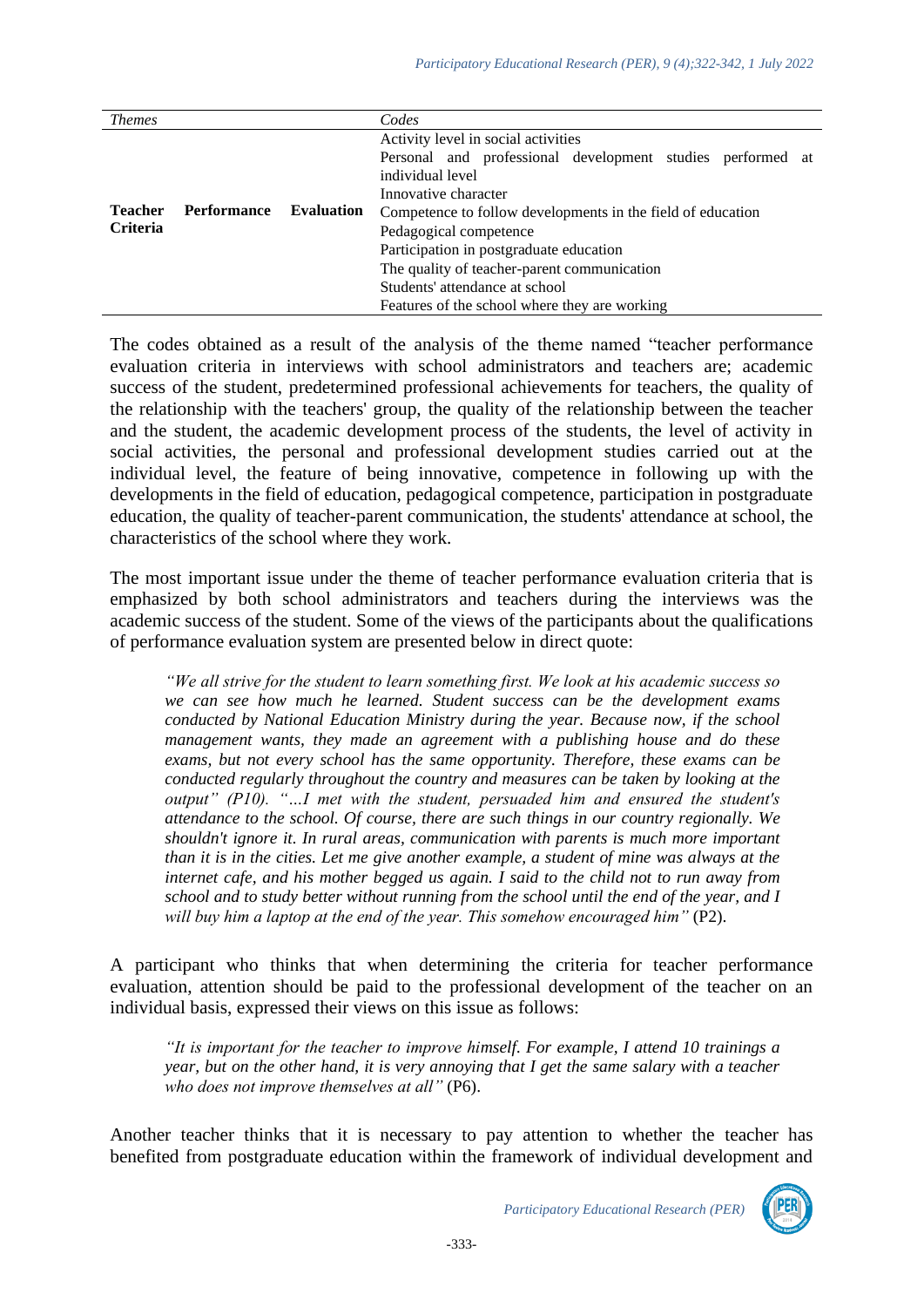| *Themes* | *Codes* |
| --- | --- |
| **Teacher Performance Evaluation Criteria** | Activity level in social activities |
| | Personal and professional development studies performed at individual level |
| | Innovative character |
| | Competence to follow developments in the field of education |
| | Pedagogical competence |
| | Participation in postgraduate education |
| | The quality of teacher-parent communication |
| | Students' attendance at school |
| | Features of the school where they are working |

The codes obtained as a result of the analysis of the theme named "teacher performance evaluation criteria in interviews with school administrators and teachers are; academic success of the student, predetermined professional achievements for teachers, the quality of the relationship with the teachers' group, the quality of the relationship between the teacher and the student, the academic development process of the students, the level of activity in social activities, the personal and professional development studies carried out at the individual level, the feature of being innovative, competence in following up with the developments in the field of education, pedagogical competence, participation in postgraduate education, the quality of teacher-parent communication, the students' attendance at school, the characteristics of the school where they work.

The most important issue under the theme of teacher performance evaluation criteria that is emphasized by both school administrators and teachers during the interviews was the academic success of the student. Some of the views of the participants about the qualifications of performance evaluation system are presented below in direct quote:

> *"We all strive for the student to learn something first. We look at his academic success so we can see how much he learned. Student success can be the development exams conducted by National Education Ministry during the year. Because now, if the school management wants, they made an agreement with a publishing house and do these exams, but not every school has the same opportunity. Therefore, these exams can be conducted regularly throughout the country and measures can be taken by looking at the output" (P10). "…I met with the student, persuaded him and ensured the student's attendance to the school. Of course, there are such things in our country regionally. We shouldn't ignore it. In rural areas, communication with parents is much more important than it is in the cities. Let me give another example, a student of mine was always at the internet cafe, and his mother begged us again. I said to the child not to run away from school and to study better without running from the school until the end of the year, and I will buy him a laptop at the end of the year. This somehow encouraged him"* (P2).

A participant who thinks that when determining the criteria for teacher performance evaluation, attention should be paid to the professional development of the teacher on an individual basis, expressed their views on this issue as follows:

> *"It is important for the teacher to improve himself. For example, I attend 10 trainings a year, but on the other hand, it is very annoying that I get the same salary with a teacher who does not improve themselves at all"* (P6).

Another teacher thinks that it is necessary to pay attention to whether the teacher has benefited from postgraduate education within the framework of individual development and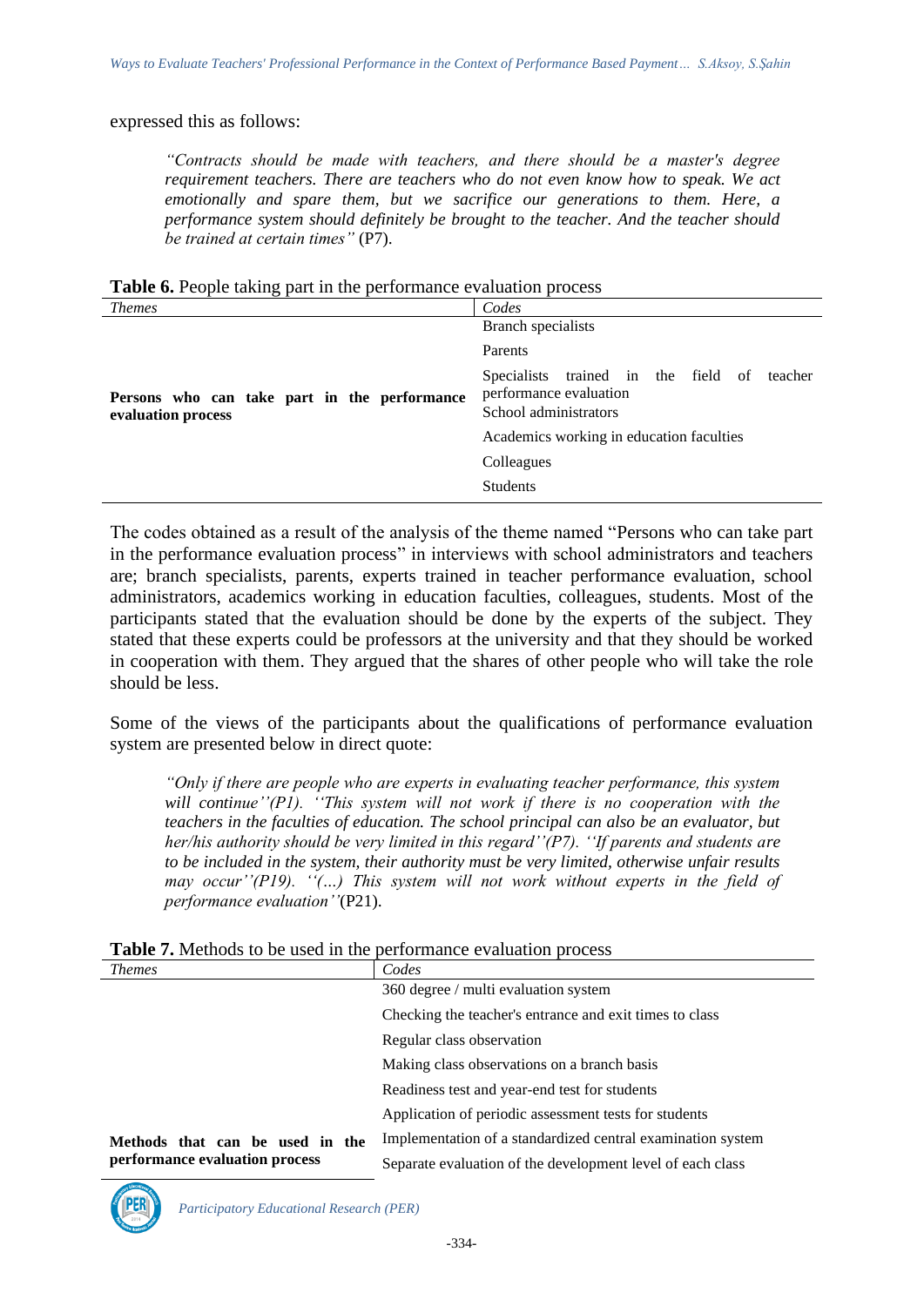expressed this as follows:

> *"Contracts should be made with teachers, and there should be a master's degree requirement teachers. There are teachers who do not even know how to speak. We act emotionally and spare them, but we sacrifice our generations to them. Here, a performance system should definitely be brought to the teacher. And the teacher should be trained at certain times"* (P7).

**Table 6.** People taking part in the performance evaluation process

| *Themes* | *Codes* |
|---|---|
| **Persons who can take part in the performance evaluation process** | Branch specialists |
| | Parents |
| | Specialists trained in the field of teacher performance evaluation |
| | School administrators |
| | Academics working in education faculties |
| | Colleagues |
| | Students |

The codes obtained as a result of the analysis of the theme named "Persons who can take part in the performance evaluation process" in interviews with school administrators and teachers are; branch specialists, parents, experts trained in teacher performance evaluation, school administrators, academics working in education faculties, colleagues, students. Most of the participants stated that the evaluation should be done by the experts of the subject. They stated that these experts could be professors at the university and that they should be worked in cooperation with them. They argued that the shares of other people who will take the role should be less.

Some of the views of the participants about the qualifications of performance evaluation system are presented below in direct quote:

> *"Only if there are people who are experts in evaluating teacher performance, this system will continue''(P1). ''This system will not work if there is no cooperation with the teachers in the faculties of education. The school principal can also be an evaluator, but her/his authority should be very limited in this regard''(P7). ''If parents and students are to be included in the system, their authority must be very limited, otherwise unfair results may occur''(P19). ''(…) This system will not work without experts in the field of performance evaluation''*(P21).

**Table 7.** Methods to be used in the performance evaluation process

| *Themes* | *Codes* |
|---|---|
| **Methods that can be used in the performance evaluation process** | 360 degree / multi evaluation system |
| | Checking the teacher's entrance and exit times to class |
| | Regular class observation |
| | Making class observations on a branch basis |
| | Readiness test and year-end test for students |
| | Application of periodic assessment tests for students |
| | Implementation of a standardized central examination system |
| | Separate evaluation of the development level of each class |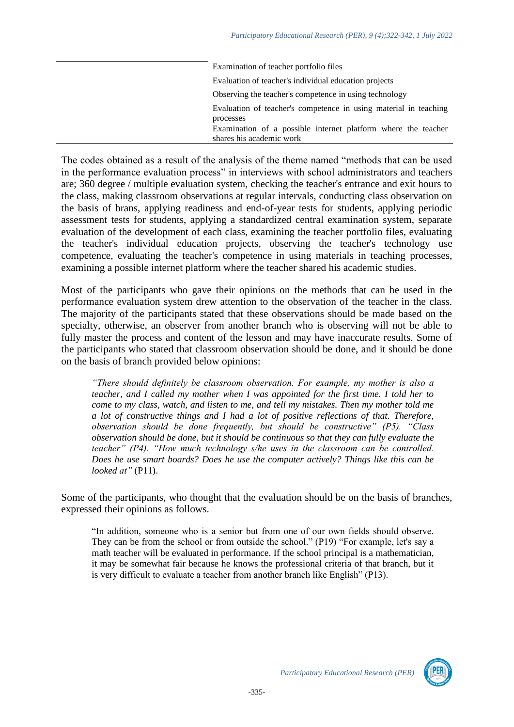| | |
|---|---|
| | Examination of teacher portfolio files |
| | Evaluation of teacher's individual education projects |
| | Observing the teacher's competence in using technology |
| | Evaluation of teacher's competence in using material in teaching processes |
| | Examination of a possible internet platform where the teacher shares his academic work |

The codes obtained as a result of the analysis of the theme named "methods that can be used in the performance evaluation process" in interviews with school administrators and teachers are; 360 degree / multiple evaluation system, checking the teacher's entrance and exit hours to the class, making classroom observations at regular intervals, conducting class observation on the basis of brans, applying readiness and end-of-year tests for students, applying periodic assessment tests for students, applying a standardized central examination system, separate evaluation of the development of each class, examining the teacher portfolio files, evaluating the teacher's individual education projects, observing the teacher's technology use competence, evaluating the teacher's competence in using materials in teaching processes, examining a possible internet platform where the teacher shared his academic studies.

Most of the participants who gave their opinions on the methods that can be used in the performance evaluation system drew attention to the observation of the teacher in the class. The majority of the participants stated that these observations should be made based on the specialty, otherwise, an observer from another branch who is observing will not be able to fully master the process and content of the lesson and may have inaccurate results. Some of the participants who stated that classroom observation should be done, and it should be done on the basis of branch provided below opinions:

> *"There should definitely be classroom observation. For example, my mother is also a teacher, and I called my mother when I was appointed for the first time. I told her to come to my class, watch, and listen to me, and tell my mistakes. Then my mother told me a lot of constructive things and I had a lot of positive reflections of that. Therefore, observation should be done frequently, but should be constructive" (P5). "Class observation should be done, but it should be continuous so that they can fully evaluate the teacher" (P4). "How much technology s/he uses in the classroom can be controlled. Does he use smart boards? Does he use the computer actively? Things like this can be looked at"* (P11).

Some of the participants, who thought that the evaluation should be on the basis of branches, expressed their opinions as follows.

> "In addition, someone who is a senior but from one of our own fields should observe. They can be from the school or from outside the school." (P19) "For example, let's say a math teacher will be evaluated in performance. If the school principal is a mathematician, it may be somewhat fair because he knows the professional criteria of that branch, but it is very difficult to evaluate a teacher from another branch like English" (P13).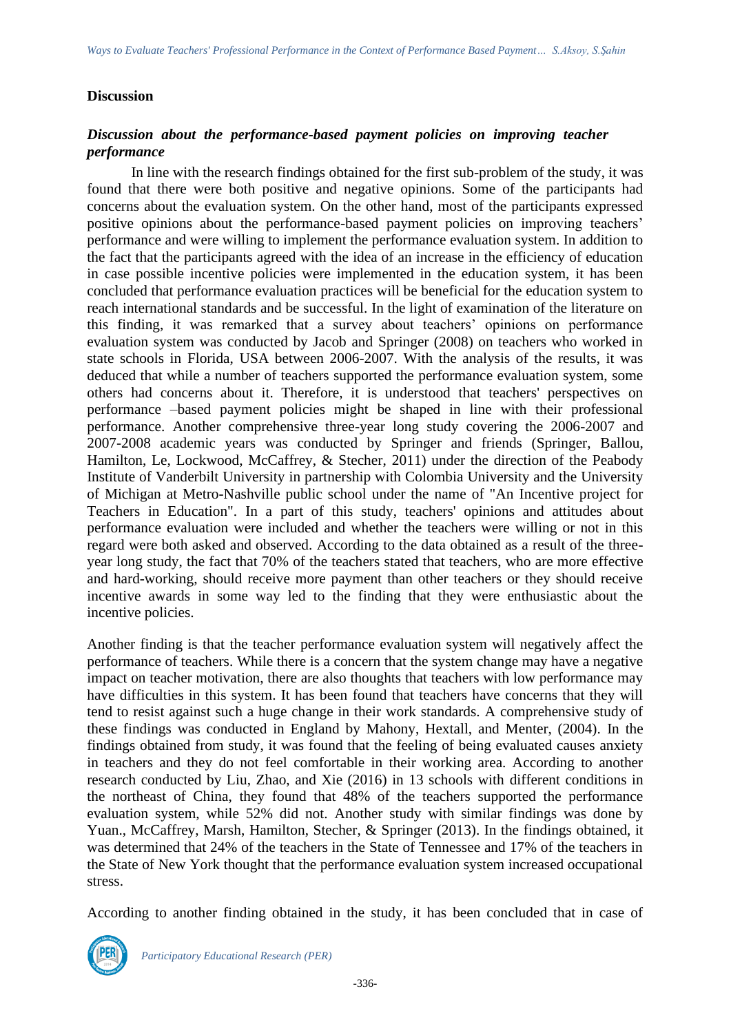## Discussion

### *Discussion about the performance-based payment policies on improving teacher performance*

In line with the research findings obtained for the first sub-problem of the study, it was found that there were both positive and negative opinions. Some of the participants had concerns about the evaluation system. On the other hand, most of the participants expressed positive opinions about the performance-based payment policies on improving teachers' performance and were willing to implement the performance evaluation system. In addition to the fact that the participants agreed with the idea of an increase in the efficiency of education in case possible incentive policies were implemented in the education system, it has been concluded that performance evaluation practices will be beneficial for the education system to reach international standards and be successful. In the light of examination of the literature on this finding, it was remarked that a survey about teachers' opinions on performance evaluation system was conducted by Jacob and Springer (2008) on teachers who worked in state schools in Florida, USA between 2006-2007. With the analysis of the results, it was deduced that while a number of teachers supported the performance evaluation system, some others had concerns about it. Therefore, it is understood that teachers' perspectives on performance –based payment policies might be shaped in line with their professional performance. Another comprehensive three-year long study covering the 2006-2007 and 2007-2008 academic years was conducted by Springer and friends (Springer, Ballou, Hamilton, Le, Lockwood, McCaffrey, & Stecher, 2011) under the direction of the Peabody Institute of Vanderbilt University in partnership with Colombia University and the University of Michigan at Metro-Nashville public school under the name of "An Incentive project for Teachers in Education". In a part of this study, teachers' opinions and attitudes about performance evaluation were included and whether the teachers were willing or not in this regard were both asked and observed. According to the data obtained as a result of the three-year long study, the fact that 70% of the teachers stated that teachers, who are more effective and hard-working, should receive more payment than other teachers or they should receive incentive awards in some way led to the finding that they were enthusiastic about the incentive policies.

Another finding is that the teacher performance evaluation system will negatively affect the performance of teachers. While there is a concern that the system change may have a negative impact on teacher motivation, there are also thoughts that teachers with low performance may have difficulties in this system. It has been found that teachers have concerns that they will tend to resist against such a huge change in their work standards. A comprehensive study of these findings was conducted in England by Mahony, Hextall, and Menter, (2004). In the findings obtained from study, it was found that the feeling of being evaluated causes anxiety in teachers and they do not feel comfortable in their working area. According to another research conducted by Liu, Zhao, and Xie (2016) in 13 schools with different conditions in the northeast of China, they found that 48% of the teachers supported the performance evaluation system, while 52% did not. Another study with similar findings was done by Yuan., McCaffrey, Marsh, Hamilton, Stecher, & Springer (2013). In the findings obtained, it was determined that 24% of the teachers in the State of Tennessee and 17% of the teachers in the State of New York thought that the performance evaluation system increased occupational stress.

According to another finding obtained in the study, it has been concluded that in case of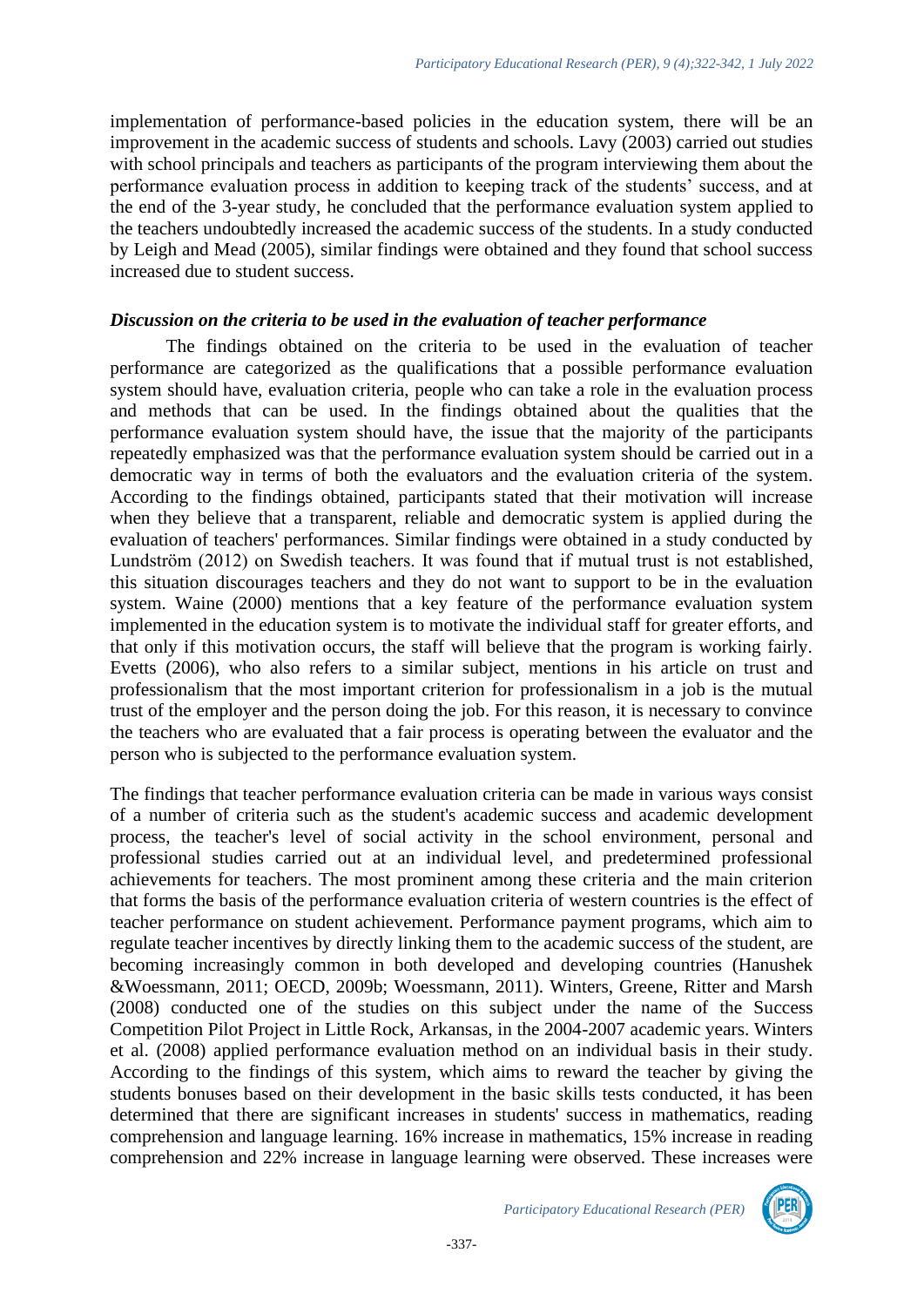implementation of performance-based policies in the education system, there will be an improvement in the academic success of students and schools. Lavy (2003) carried out studies with school principals and teachers as participants of the program interviewing them about the performance evaluation process in addition to keeping track of the students' success, and at the end of the 3-year study, he concluded that the performance evaluation system applied to the teachers undoubtedly increased the academic success of the students. In a study conducted by Leigh and Mead (2005), similar findings were obtained and they found that school success increased due to student success.

### *Discussion on the criteria to be used in the evaluation of teacher performance*

The findings obtained on the criteria to be used in the evaluation of teacher performance are categorized as the qualifications that a possible performance evaluation system should have, evaluation criteria, people who can take a role in the evaluation process and methods that can be used. In the findings obtained about the qualities that the performance evaluation system should have, the issue that the majority of the participants repeatedly emphasized was that the performance evaluation system should be carried out in a democratic way in terms of both the evaluators and the evaluation criteria of the system. According to the findings obtained, participants stated that their motivation will increase when they believe that a transparent, reliable and democratic system is applied during the evaluation of teachers' performances. Similar findings were obtained in a study conducted by Lundström (2012) on Swedish teachers. It was found that if mutual trust is not established, this situation discourages teachers and they do not want to support to be in the evaluation system. Waine (2000) mentions that a key feature of the performance evaluation system implemented in the education system is to motivate the individual staff for greater efforts, and that only if this motivation occurs, the staff will believe that the program is working fairly. Evetts (2006), who also refers to a similar subject, mentions in his article on trust and professionalism that the most important criterion for professionalism in a job is the mutual trust of the employer and the person doing the job. For this reason, it is necessary to convince the teachers who are evaluated that a fair process is operating between the evaluator and the person who is subjected to the performance evaluation system.

The findings that teacher performance evaluation criteria can be made in various ways consist of a number of criteria such as the student's academic success and academic development process, the teacher's level of social activity in the school environment, personal and professional studies carried out at an individual level, and predetermined professional achievements for teachers. The most prominent among these criteria and the main criterion that forms the basis of the performance evaluation criteria of western countries is the effect of teacher performance on student achievement. Performance payment programs, which aim to regulate teacher incentives by directly linking them to the academic success of the student, are becoming increasingly common in both developed and developing countries (Hanushek &Woessmann, 2011; OECD, 2009b; Woessmann, 2011). Winters, Greene, Ritter and Marsh (2008) conducted one of the studies on this subject under the name of the Success Competition Pilot Project in Little Rock, Arkansas, in the 2004-2007 academic years. Winters et al. (2008) applied performance evaluation method on an individual basis in their study. According to the findings of this system, which aims to reward the teacher by giving the students bonuses based on their development in the basic skills tests conducted, it has been determined that there are significant increases in students' success in mathematics, reading comprehension and language learning. 16% increase in mathematics, 15% increase in reading comprehension and 22% increase in language learning were observed. These increases were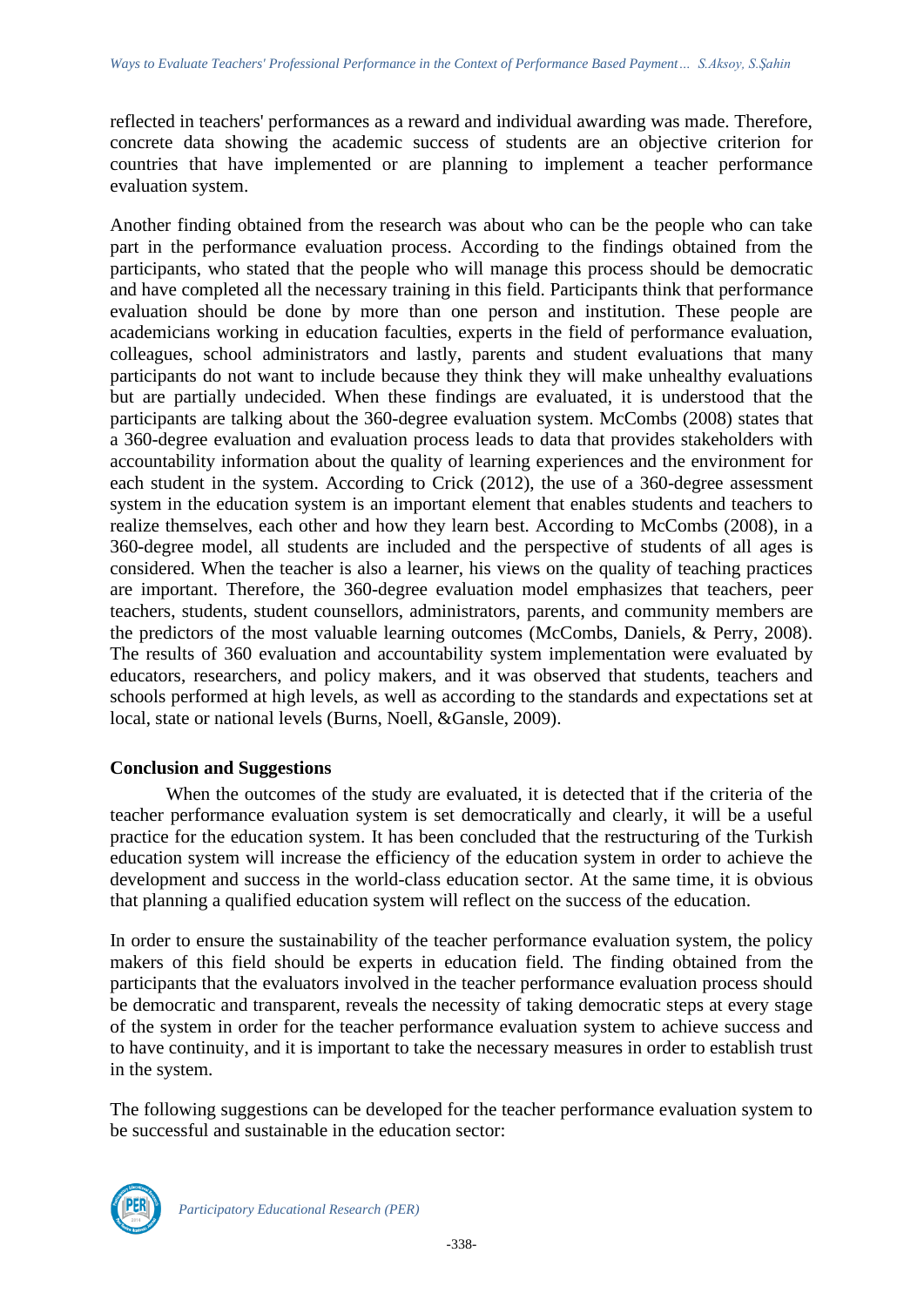reflected in teachers' performances as a reward and individual awarding was made. Therefore, concrete data showing the academic success of students are an objective criterion for countries that have implemented or are planning to implement a teacher performance evaluation system.

Another finding obtained from the research was about who can be the people who can take part in the performance evaluation process. According to the findings obtained from the participants, who stated that the people who will manage this process should be democratic and have completed all the necessary training in this field. Participants think that performance evaluation should be done by more than one person and institution. These people are academicians working in education faculties, experts in the field of performance evaluation, colleagues, school administrators and lastly, parents and student evaluations that many participants do not want to include because they think they will make unhealthy evaluations but are partially undecided. When these findings are evaluated, it is understood that the participants are talking about the 360-degree evaluation system. McCombs (2008) states that a 360-degree evaluation and evaluation process leads to data that provides stakeholders with accountability information about the quality of learning experiences and the environment for each student in the system. According to Crick (2012), the use of a 360-degree assessment system in the education system is an important element that enables students and teachers to realize themselves, each other and how they learn best. According to McCombs (2008), in a 360-degree model, all students are included and the perspective of students of all ages is considered. When the teacher is also a learner, his views on the quality of teaching practices are important. Therefore, the 360-degree evaluation model emphasizes that teachers, peer teachers, students, student counsellors, administrators, parents, and community members are the predictors of the most valuable learning outcomes (McCombs, Daniels, & Perry, 2008). The results of 360 evaluation and accountability system implementation were evaluated by educators, researchers, and policy makers, and it was observed that students, teachers and schools performed at high levels, as well as according to the standards and expectations set at local, state or national levels (Burns, Noell, &Gansle, 2009).

## Conclusion and Suggestions

When the outcomes of the study are evaluated, it is detected that if the criteria of the teacher performance evaluation system is set democratically and clearly, it will be a useful practice for the education system. It has been concluded that the restructuring of the Turkish education system will increase the efficiency of the education system in order to achieve the development and success in the world-class education sector. At the same time, it is obvious that planning a qualified education system will reflect on the success of the education.

In order to ensure the sustainability of the teacher performance evaluation system, the policy makers of this field should be experts in education field. The finding obtained from the participants that the evaluators involved in the teacher performance evaluation process should be democratic and transparent, reveals the necessity of taking democratic steps at every stage of the system in order for the teacher performance evaluation system to achieve success and to have continuity, and it is important to take the necessary measures in order to establish trust in the system.

The following suggestions can be developed for the teacher performance evaluation system to be successful and sustainable in the education sector: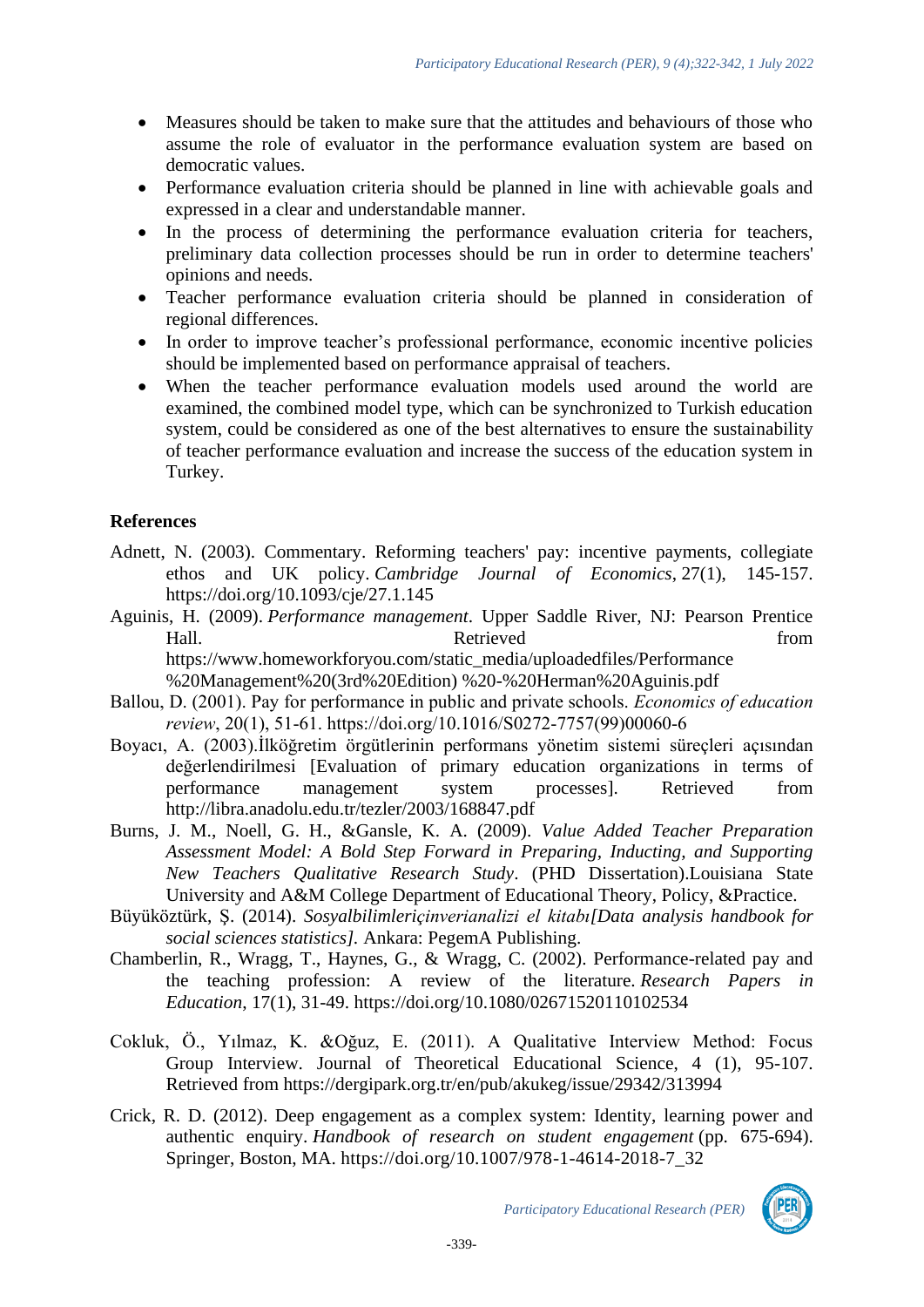- Measures should be taken to make sure that the attitudes and behaviours of those who assume the role of evaluator in the performance evaluation system are based on democratic values.
- Performance evaluation criteria should be planned in line with achievable goals and expressed in a clear and understandable manner.
- In the process of determining the performance evaluation criteria for teachers, preliminary data collection processes should be run in order to determine teachers' opinions and needs.
- Teacher performance evaluation criteria should be planned in consideration of regional differences.
- In order to improve teacher's professional performance, economic incentive policies should be implemented based on performance appraisal of teachers.
- When the teacher performance evaluation models used around the world are examined, the combined model type, which can be synchronized to Turkish education system, could be considered as one of the best alternatives to ensure the sustainability of teacher performance evaluation and increase the success of the education system in Turkey.

## References

Adnett, N. (2003). Commentary. Reforming teachers' pay: incentive payments, collegiate ethos and UK policy. *Cambridge Journal of Economics*, 27(1), 145-157. https://doi.org/10.1093/cje/27.1.145

Aguinis, H. (2009). *Performance management*. Upper Saddle River, NJ: Pearson Prentice Hall. Retrieved from https://www.homeworkforyou.com/static_media/uploadedfiles/Performance %20Management%20(3rd%20Edition) %20-%20Herman%20Aguinis.pdf

Ballou, D. (2001). Pay for performance in public and private schools. *Economics of education review*, 20(1), 51-61. https://doi.org/10.1016/S0272-7757(99)00060-6

Boyacı, A. (2003).İlköğretim örgütlerinin performans yönetim sistemi süreçleri açısından değerlendirilmesi [Evaluation of primary education organizations in terms of performance management system processes]. Retrieved from http://libra.anadolu.edu.tr/tezler/2003/168847.pdf

Burns, J. M., Noell, G. H., &Gansle, K. A. (2009). *Value Added Teacher Preparation Assessment Model: A Bold Step Forward in Preparing, Inducting, and Supporting New Teachers Qualitative Research Study*. (PHD Dissertation).Louisiana State University and A&M College Department of Educational Theory, Policy, &Practice.

Büyüköztürk, Ş. (2014). *Sosyalbilimleriçinverianalizi el kitabı[Data analysis handbook for social sciences statistics].* Ankara: PegemA Publishing.

Chamberlin, R., Wragg, T., Haynes, G., & Wragg, C. (2002). Performance-related pay and the teaching profession: A review of the literature. *Research Papers in Education*, 17(1), 31-49. https://doi.org/10.1080/02671520110102534

Cokluk, Ö., Yılmaz, K. &Oğuz, E. (2011). A Qualitative Interview Method: Focus Group Interview. Journal of Theoretical Educational Science, 4 (1), 95-107. Retrieved from https://dergipark.org.tr/en/pub/akukeg/issue/29342/313994

Crick, R. D. (2012). Deep engagement as a complex system: Identity, learning power and authentic enquiry. *Handbook of research on student engagement* (pp. 675-694). Springer, Boston, MA. https://doi.org/10.1007/978-1-4614-2018-7_32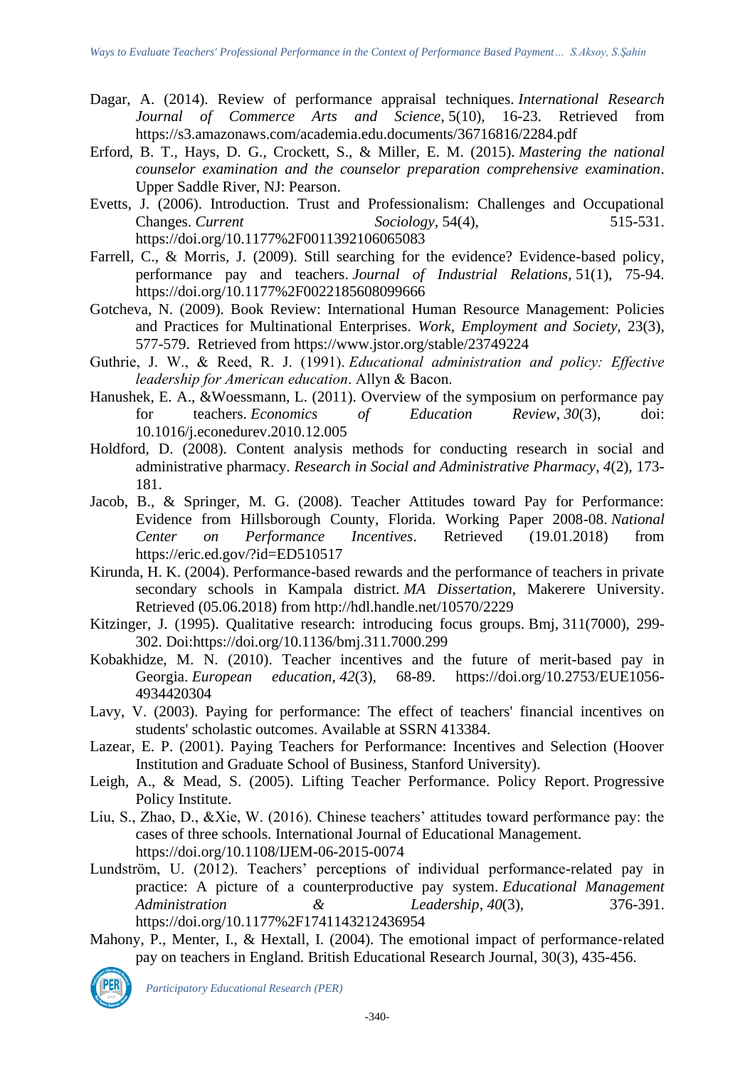Dagar, A. (2014). Review of performance appraisal techniques. *International Research Journal of Commerce Arts and Science*, 5(10), 16-23. Retrieved from https://s3.amazonaws.com/academia.edu.documents/36716816/2284.pdf

Erford, B. T., Hays, D. G., Crockett, S., & Miller, E. M. (2015). *Mastering the national counselor examination and the counselor preparation comprehensive examination*. Upper Saddle River, NJ: Pearson.

Evetts, J. (2006). Introduction. Trust and Professionalism: Challenges and Occupational Changes. *Current Sociology*, 54(4), 515-531. https://doi.org/10.1177%2F0011392106065083

Farrell, C., & Morris, J. (2009). Still searching for the evidence? Evidence-based policy, performance pay and teachers. *Journal of Industrial Relations*, 51(1), 75-94. https://doi.org/10.1177%2F0022185608099666

Gotcheva, N. (2009). Book Review: International Human Resource Management: Policies and Practices for Multinational Enterprises. *Work, Employment and Society*, 23(3), 577-579. Retrieved from https://www.jstor.org/stable/23749224

Guthrie, J. W., & Reed, R. J. (1991). *Educational administration and policy: Effective leadership for American education*. Allyn & Bacon.

Hanushek, E. A., &Woessmann, L. (2011). Overview of the symposium on performance pay for teachers. *Economics of Education Review*, *30*(3), doi: 10.1016/j.econedurev.2010.12.005

Holdford, D. (2008). Content analysis methods for conducting research in social and administrative pharmacy. *Research in Social and Administrative Pharmacy*, *4*(2), 173-181.

Jacob, B., & Springer, M. G. (2008). Teacher Attitudes toward Pay for Performance: Evidence from Hillsborough County, Florida. Working Paper 2008-08. *National Center on Performance Incentives*. Retrieved (19.01.2018) from https://eric.ed.gov/?id=ED510517

Kirunda, H. K. (2004). Performance-based rewards and the performance of teachers in private secondary schools in Kampala district. *MA Dissertation*, Makerere University. Retrieved (05.06.2018) from http://hdl.handle.net/10570/2229

Kitzinger, J. (1995). Qualitative research: introducing focus groups. Bmj, 311(7000), 299-302. Doi:https://doi.org/10.1136/bmj.311.7000.299

Kobakhidze, M. N. (2010). Teacher incentives and the future of merit-based pay in Georgia. *European education*, *42*(3), 68-89. https://doi.org/10.2753/EUE1056-4934420304

Lavy, V. (2003). Paying for performance: The effect of teachers' financial incentives on students' scholastic outcomes. Available at SSRN 413384.

Lazear, E. P. (2001). Paying Teachers for Performance: Incentives and Selection (Hoover Institution and Graduate School of Business, Stanford University).

Leigh, A., & Mead, S. (2005). Lifting Teacher Performance. Policy Report. Progressive Policy Institute.

Liu, S., Zhao, D., &Xie, W. (2016). Chinese teachers' attitudes toward performance pay: the cases of three schools. International Journal of Educational Management. https://doi.org/10.1108/IJEM-06-2015-0074

Lundström, U. (2012). Teachers' perceptions of individual performance-related pay in practice: A picture of a counterproductive pay system. *Educational Management Administration & Leadership*, *40*(3), 376-391. https://doi.org/10.1177%2F1741143212436954

Mahony, P., Menter, I., & Hextall, I. (2004). The emotional impact of performance-related pay on teachers in England. British Educational Research Journal, 30(3), 435-456.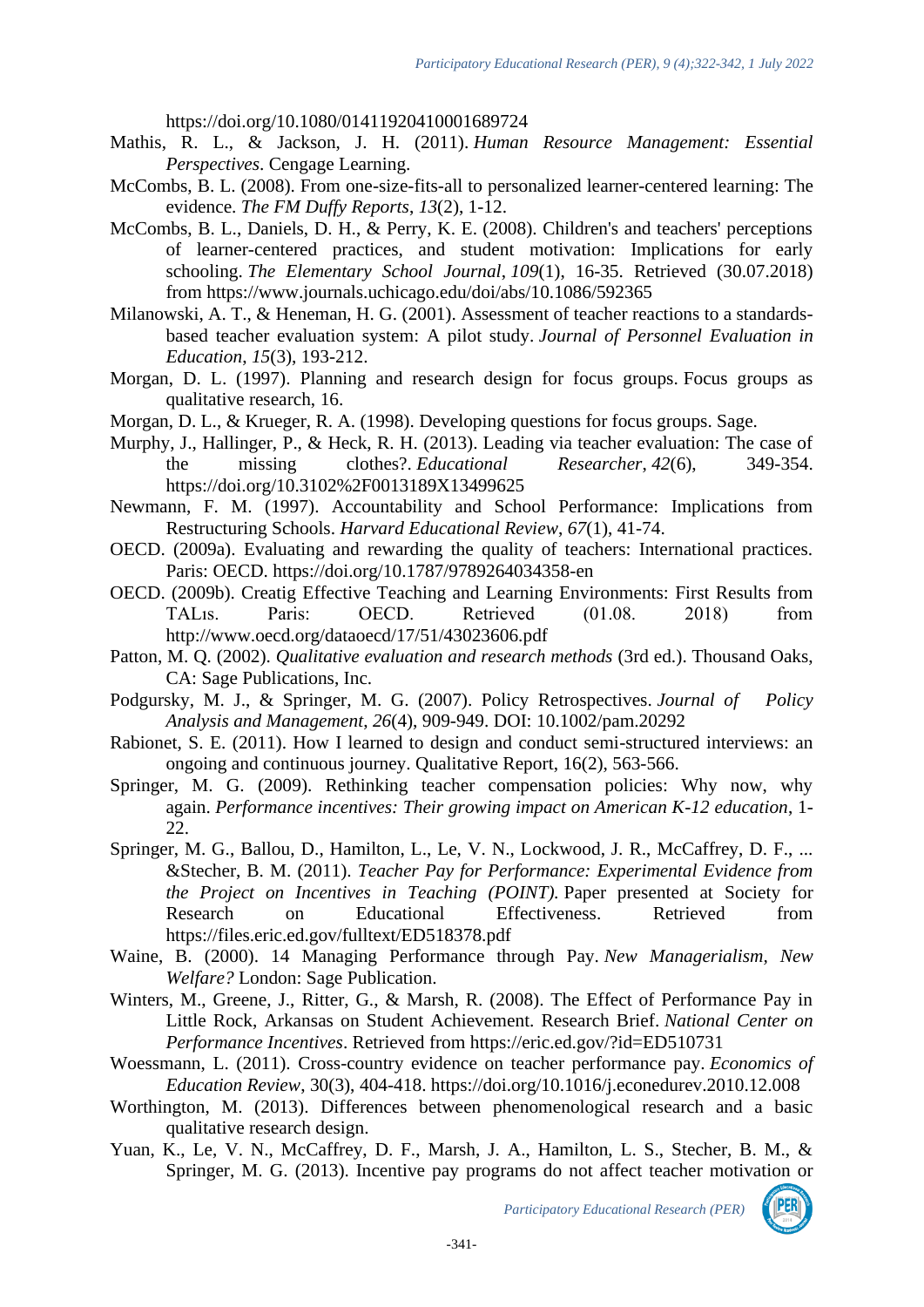https://doi.org/10.1080/01411920410001689724

Mathis, R. L., & Jackson, J. H. (2011). *Human Resource Management: Essential Perspectives*. Cengage Learning.

McCombs, B. L. (2008). From one-size-fits-all to personalized learner-centered learning: The evidence. *The FM Duffy Reports*, *13*(2), 1-12.

McCombs, B. L., Daniels, D. H., & Perry, K. E. (2008). Children's and teachers' perceptions of learner-centered practices, and student motivation: Implications for early schooling. *The Elementary School Journal*, *109*(1), 16-35. Retrieved (30.07.2018) from https://www.journals.uchicago.edu/doi/abs/10.1086/592365

Milanowski, A. T., & Heneman, H. G. (2001). Assessment of teacher reactions to a standards-based teacher evaluation system: A pilot study. *Journal of Personnel Evaluation in Education*, *15*(3), 193-212.

Morgan, D. L. (1997). Planning and research design for focus groups. Focus groups as qualitative research, 16.

Morgan, D. L., & Krueger, R. A. (1998). Developing questions for focus groups. Sage.

Murphy, J., Hallinger, P., & Heck, R. H. (2013). Leading via teacher evaluation: The case of the missing clothes?. *Educational Researcher*, *42*(6), 349-354. https://doi.org/10.3102%2F0013189X13499625

Newmann, F. M. (1997). Accountability and School Performance: Implications from Restructuring Schools. *Harvard Educational Review*, *67*(1), 41-74.

OECD. (2009a). Evaluating and rewarding the quality of teachers: International practices. Paris: OECD. https://doi.org/10.1787/9789264034358-en

OECD. (2009b). Creatig Effective Teaching and Learning Environments: First Results from TALıs. Paris: OECD. Retrieved (01.08. 2018) from http://www.oecd.org/dataoecd/17/51/43023606.pdf

Patton, M. Q. (2002). *Qualitative evaluation and research methods* (3rd ed.). Thousand Oaks, CA: Sage Publications, Inc.

Podgursky, M. J., & Springer, M. G. (2007). Policy Retrospectives. *Journal of Policy Analysis and Management*, *26*(4), 909-949. DOI: 10.1002/pam.20292

Rabionet, S. E. (2011). How I learned to design and conduct semi-structured interviews: an ongoing and continuous journey. Qualitative Report, 16(2), 563-566.

Springer, M. G. (2009). Rethinking teacher compensation policies: Why now, why again. *Performance incentives: Their growing impact on American K-12 education*, 1-22.

Springer, M. G., Ballou, D., Hamilton, L., Le, V. N., Lockwood, J. R., McCaffrey, D. F., ... &Stecher, B. M. (2011). *Teacher Pay for Performance: Experimental Evidence from the Project on Incentives in Teaching (POINT).* Paper presented at Society for Research on Educational Effectiveness. Retrieved from https://files.eric.ed.gov/fulltext/ED518378.pdf

Waine, B. (2000). 14 Managing Performance through Pay. *New Managerialism, New Welfare?* London: Sage Publication.

Winters, M., Greene, J., Ritter, G., & Marsh, R. (2008). The Effect of Performance Pay in Little Rock, Arkansas on Student Achievement. Research Brief. *National Center on Performance Incentives*. Retrieved from https://eric.ed.gov/?id=ED510731

Woessmann, L. (2011). Cross-country evidence on teacher performance pay. *Economics of Education Review*, 30(3), 404-418. https://doi.org/10.1016/j.econedurev.2010.12.008

Worthington, M. (2013). Differences between phenomenological research and a basic qualitative research design.

Yuan, K., Le, V. N., McCaffrey, D. F., Marsh, J. A., Hamilton, L. S., Stecher, B. M., & Springer, M. G. (2013). Incentive pay programs do not affect teacher motivation or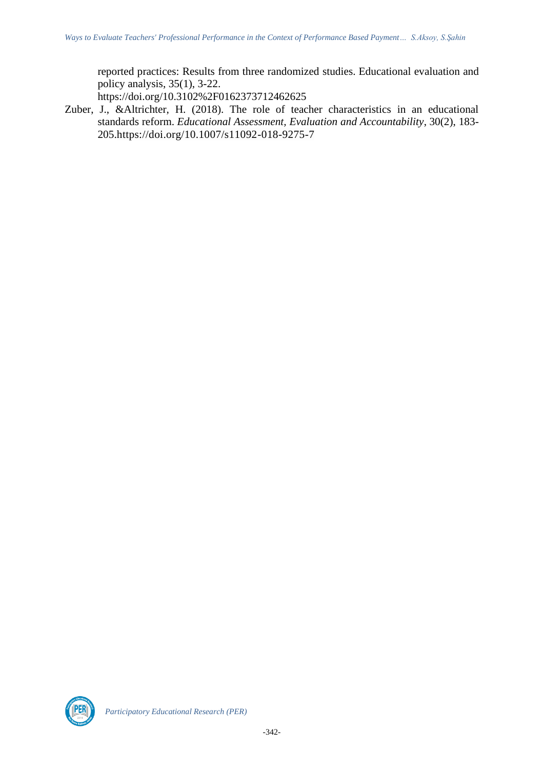reported practices: Results from three randomized studies. Educational evaluation and policy analysis, 35(1), 3-22. https://doi.org/10.3102%2F0162373712462625

Zuber, J., &Altrichter, H. (2018). The role of teacher characteristics in an educational standards reform. *Educational Assessment, Evaluation and Accountability*, 30(2), 183-205.https://doi.org/10.1007/s11092-018-9275-7